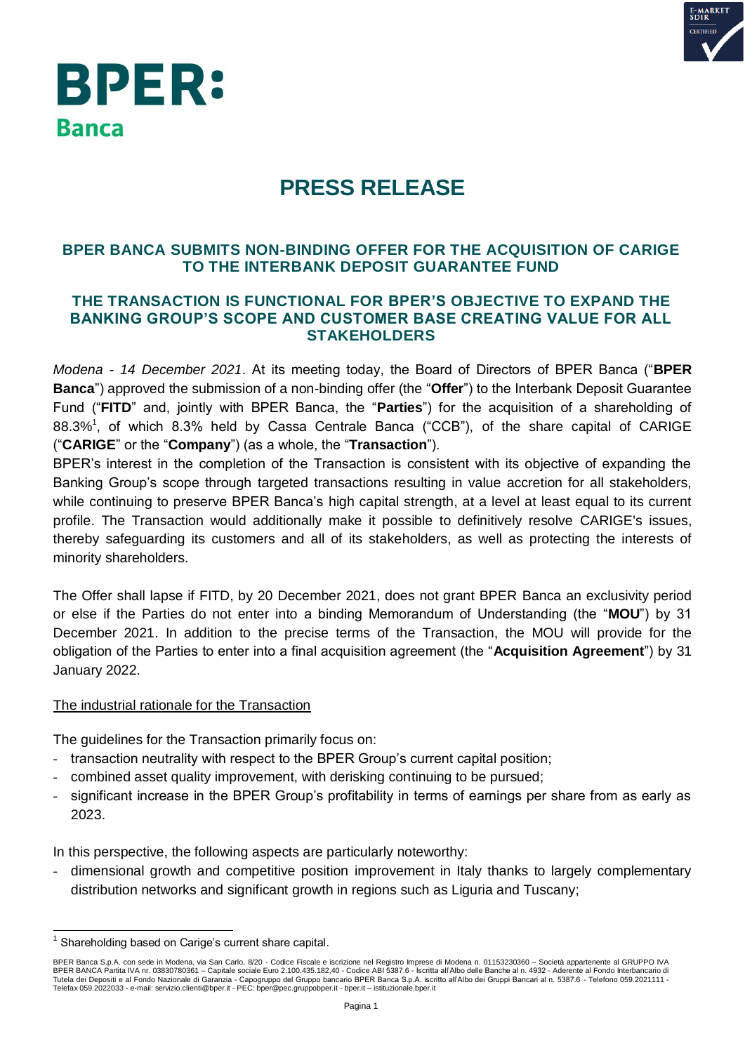# PRESS RELEASE

## BPER BANCA SUBMITS NON-BINDING OFFER FOR THE ACQUISITION OF CARIGE TO THE INTERBANK DEPOSIT GUARANTEE FUND

## THE TRANSACTION IS FUNCTIONAL FOR BPER'S OBJECTIVE TO EXPAND THE BANKING GROUP'S SCOPE AND CUSTOMER BASE CREATING VALUE FOR ALL STAKEHOLDERS

*Modena - 14 December 2021*. At its meeting today, the Board of Directors of BPER Banca ("**BPER Banca**") approved the submission of a non-binding offer (the "**Offer**") to the Interbank Deposit Guarantee Fund ("**FITD**" and, jointly with BPER Banca, the "**Parties**") for the acquisition of a shareholding of 88.3%[1], of which 8.3% held by Cassa Centrale Banca ("CCB"), of the share capital of CARIGE ("**CARIGE**" or the "**Company**") (as a whole, the "**Transaction**").

BPER's interest in the completion of the Transaction is consistent with its objective of expanding the Banking Group's scope through targeted transactions resulting in value accretion for all stakeholders, while continuing to preserve BPER Banca's high capital strength, at a level at least equal to its current profile. The Transaction would additionally make it possible to definitively resolve CARIGE's issues, thereby safeguarding its customers and all of its stakeholders, as well as protecting the interests of minority shareholders.

The Offer shall lapse if FITD, by 20 December 2021, does not grant BPER Banca an exclusivity period or else if the Parties do not enter into a binding Memorandum of Understanding (the "**MOU**") by 31 December 2021. In addition to the precise terms of the Transaction, the MOU will provide for the obligation of the Parties to enter into a final acquisition agreement (the "**Acquisition Agreement**") by 31 January 2022.

<u>The industrial rationale for the Transaction</u>

The guidelines for the Transaction primarily focus on:

- transaction neutrality with respect to the BPER Group's current capital position;
- combined asset quality improvement, with derisking continuing to be pursued;
- significant increase in the BPER Group's profitability in terms of earnings per share from as early as 2023.

In this perspective, the following aspects are particularly noteworthy:

- dimensional growth and competitive position improvement in Italy thanks to largely complementary distribution networks and significant growth in regions such as Liguria and Tuscany;

[1] Shareholding based on Carige's current share capital.

BPER Banca S.p.A. con sede in Modena, via San Carlo, 8/20 - Codice Fiscale e iscrizione nel Registro Imprese di Modena n. 01153230360 – Società appartenente al GRUPPO IVA BPER BANCA Partita IVA nr. 03830780361 – Capitale sociale Euro 2.100.435.182,40 - Codice ABI 5387.6 - Iscritta all'Albo delle Banche al n. 4932 - Aderente al Fondo Interbancario di Tutela dei Depositi e al Fondo Nazionale di Garanzia - Capogruppo del Gruppo bancario BPER Banca S.p.A. iscritto all'Albo dei Gruppi Bancari al n. 5387.6 - Telefono 059.2021111 - Telefax 059.2022033 - e-mail: servizio.clienti@bper.it - PEC: bper@pec.gruppobper.it - bper.it – istituzionale.bper.it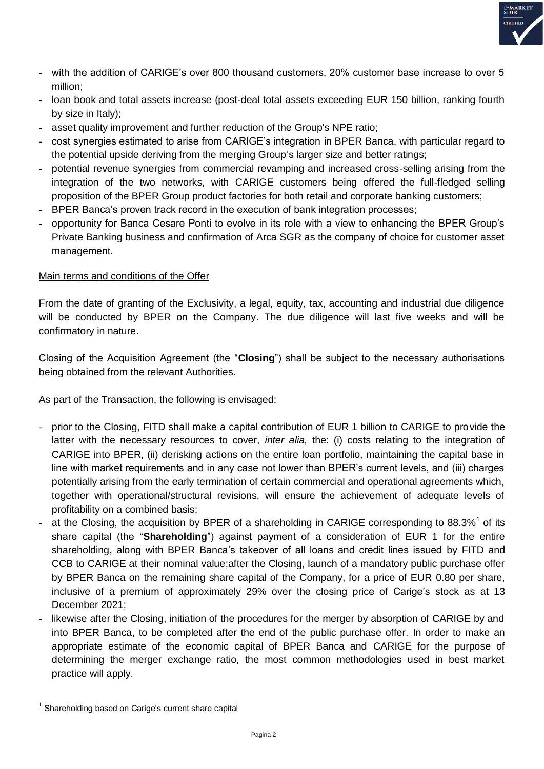- with the addition of CARIGE's over 800 thousand customers, 20% customer base increase to over 5 million;
- loan book and total assets increase (post-deal total assets exceeding EUR 150 billion, ranking fourth by size in Italy);
- asset quality improvement and further reduction of the Group's NPE ratio;
- cost synergies estimated to arise from CARIGE's integration in BPER Banca, with particular regard to the potential upside deriving from the merging Group's larger size and better ratings;
- potential revenue synergies from commercial revamping and increased cross-selling arising from the integration of the two networks, with CARIGE customers being offered the full-fledged selling proposition of the BPER Group product factories for both retail and corporate banking customers;
- BPER Banca's proven track record in the execution of bank integration processes;
- opportunity for Banca Cesare Ponti to evolve in its role with a view to enhancing the BPER Group's Private Banking business and confirmation of Arca SGR as the company of choice for customer asset management.

Main terms and conditions of the Offer

From the date of granting of the Exclusivity, a legal, equity, tax, accounting and industrial due diligence will be conducted by BPER on the Company. The due diligence will last five weeks and will be confirmatory in nature.

Closing of the Acquisition Agreement (the "**Closing**") shall be subject to the necessary authorisations being obtained from the relevant Authorities.

As part of the Transaction, the following is envisaged:

- prior to the Closing, FITD shall make a capital contribution of EUR 1 billion to CARIGE to provide the latter with the necessary resources to cover, *inter alia,* the: (i) costs relating to the integration of CARIGE into BPER, (ii) derisking actions on the entire loan portfolio, maintaining the capital base in line with market requirements and in any case not lower than BPER's current levels, and (iii) charges potentially arising from the early termination of certain commercial and operational agreements which, together with operational/structural revisions, will ensure the achievement of adequate levels of profitability on a combined basis;
- at the Closing, the acquisition by BPER of a shareholding in CARIGE corresponding to 88.3%[1] of its share capital (the "**Shareholding**") against payment of a consideration of EUR 1 for the entire shareholding, along with BPER Banca's takeover of all loans and credit lines issued by FITD and CCB to CARIGE at their nominal value;after the Closing, launch of a mandatory public purchase offer by BPER Banca on the remaining share capital of the Company, for a price of EUR 0.80 per share, inclusive of a premium of approximately 29% over the closing price of Carige's stock as at 13 December 2021;
- likewise after the Closing, initiation of the procedures for the merger by absorption of CARIGE by and into BPER Banca, to be completed after the end of the public purchase offer. In order to make an appropriate estimate of the economic capital of BPER Banca and CARIGE for the purpose of determining the merger exchange ratio, the most common methodologies used in best market practice will apply.

[1] Shareholding based on Carige's current share capital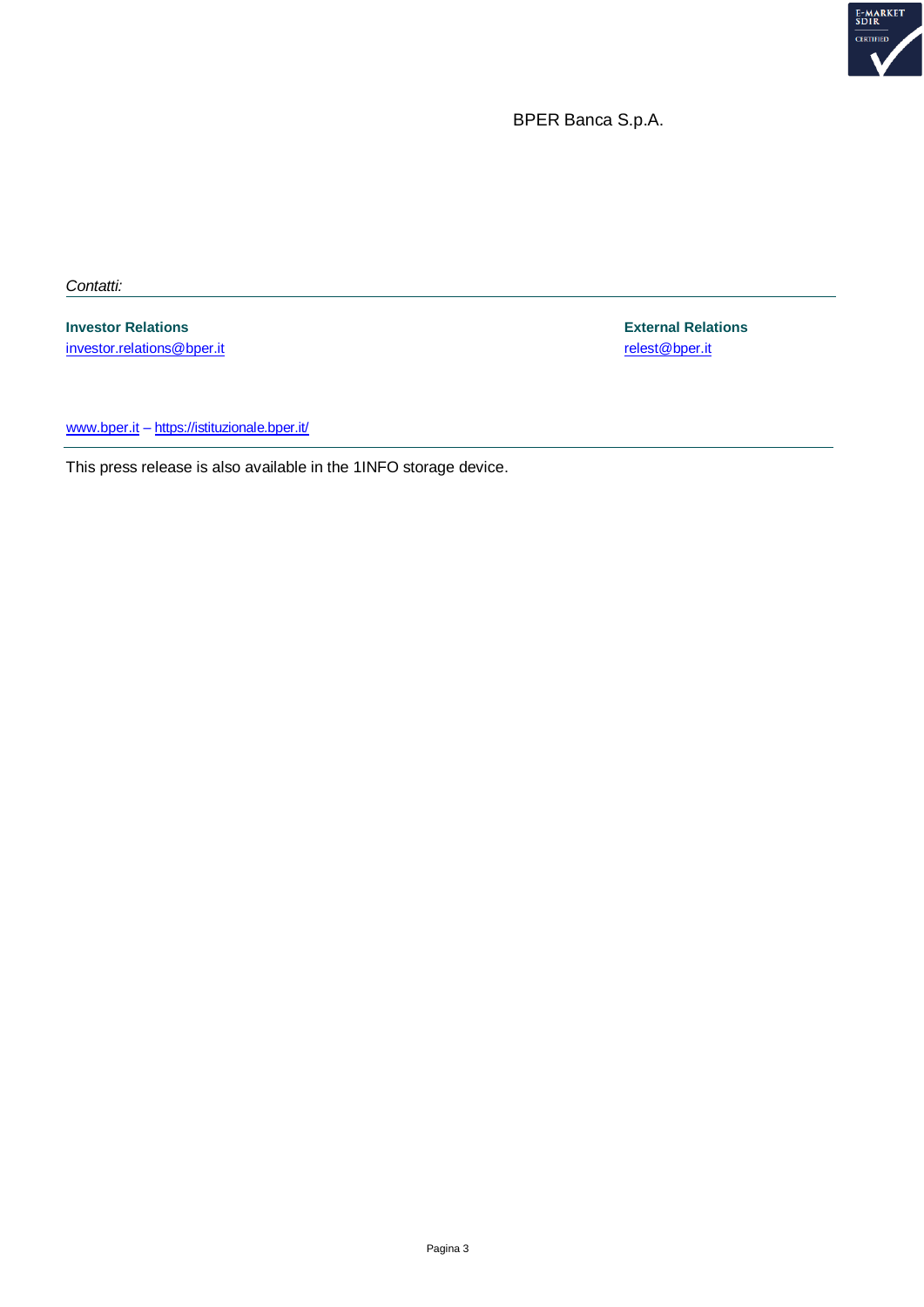BPER Banca S.p.A.

*Contatti:*

**Investor Relations**
investor.relations@bper.it

**External Relations**
relest@bper.it

www.bper.it – https://istituzionale.bper.it/

This press release is also available in the 1INFO storage device.